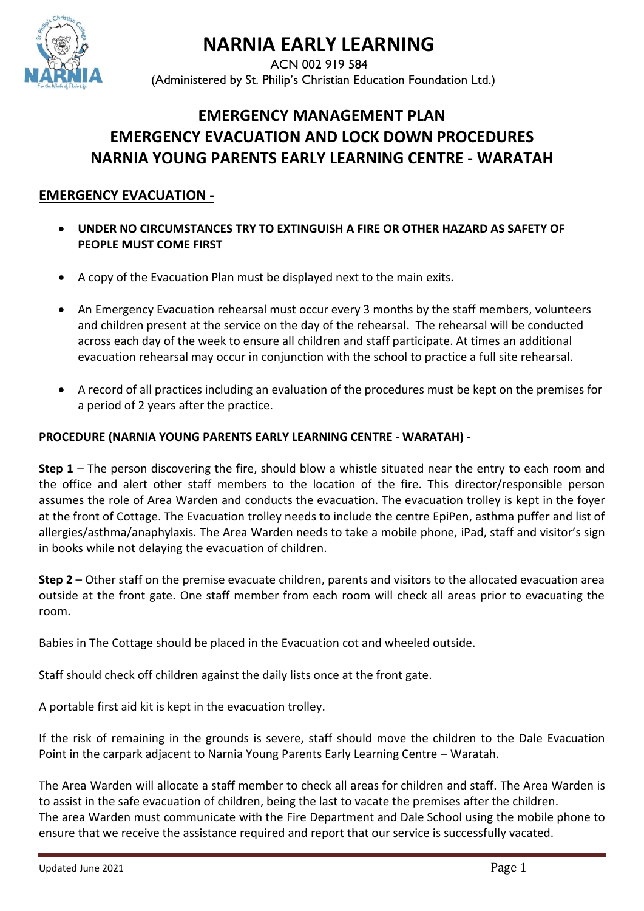# NARNIA EARLY LEARNING

ACN 002 919 584
(Administered by St. Philip's Christian Education Foundation Ltd.)

## EMERGENCY MANAGEMENT PLAN
## EMERGENCY EVACUATION AND LOCK DOWN PROCEDURES
## NARNIA YOUNG PARENTS EARLY LEARNING CENTRE - WARATAH

### EMERGENCY EVACUATION -

- **UNDER NO CIRCUMSTANCES TRY TO EXTINGUISH A FIRE OR OTHER HAZARD AS SAFETY OF PEOPLE MUST COME FIRST**
- A copy of the Evacuation Plan must be displayed next to the main exits.
- An Emergency Evacuation rehearsal must occur every 3 months by the staff members, volunteers and children present at the service on the day of the rehearsal. The rehearsal will be conducted across each day of the week to ensure all children and staff participate. At times an additional evacuation rehearsal may occur in conjunction with the school to practice a full site rehearsal.
- A record of all practices including an evaluation of the procedures must be kept on the premises for a period of 2 years after the practice.

**PROCEDURE (NARNIA YOUNG PARENTS EARLY LEARNING CENTRE - WARATAH) -**

**Step 1** – The person discovering the fire, should blow a whistle situated near the entry to each room and the office and alert other staff members to the location of the fire. This director/responsible person assumes the role of Area Warden and conducts the evacuation. The evacuation trolley is kept in the foyer at the front of Cottage. The Evacuation trolley needs to include the centre EpiPen, asthma puffer and list of allergies/asthma/anaphylaxis. The Area Warden needs to take a mobile phone, iPad, staff and visitor's sign in books while not delaying the evacuation of children.

**Step 2** – Other staff on the premise evacuate children, parents and visitors to the allocated evacuation area outside at the front gate. One staff member from each room will check all areas prior to evacuating the room.

Babies in The Cottage should be placed in the Evacuation cot and wheeled outside.

Staff should check off children against the daily lists once at the front gate.

A portable first aid kit is kept in the evacuation trolley.

If the risk of remaining in the grounds is severe, staff should move the children to the Dale Evacuation Point in the carpark adjacent to Narnia Young Parents Early Learning Centre – Waratah.

The Area Warden will allocate a staff member to check all areas for children and staff. The Area Warden is to assist in the safe evacuation of children, being the last to vacate the premises after the children.
The area Warden must communicate with the Fire Department and Dale School using the mobile phone to ensure that we receive the assistance required and report that our service is successfully vacated.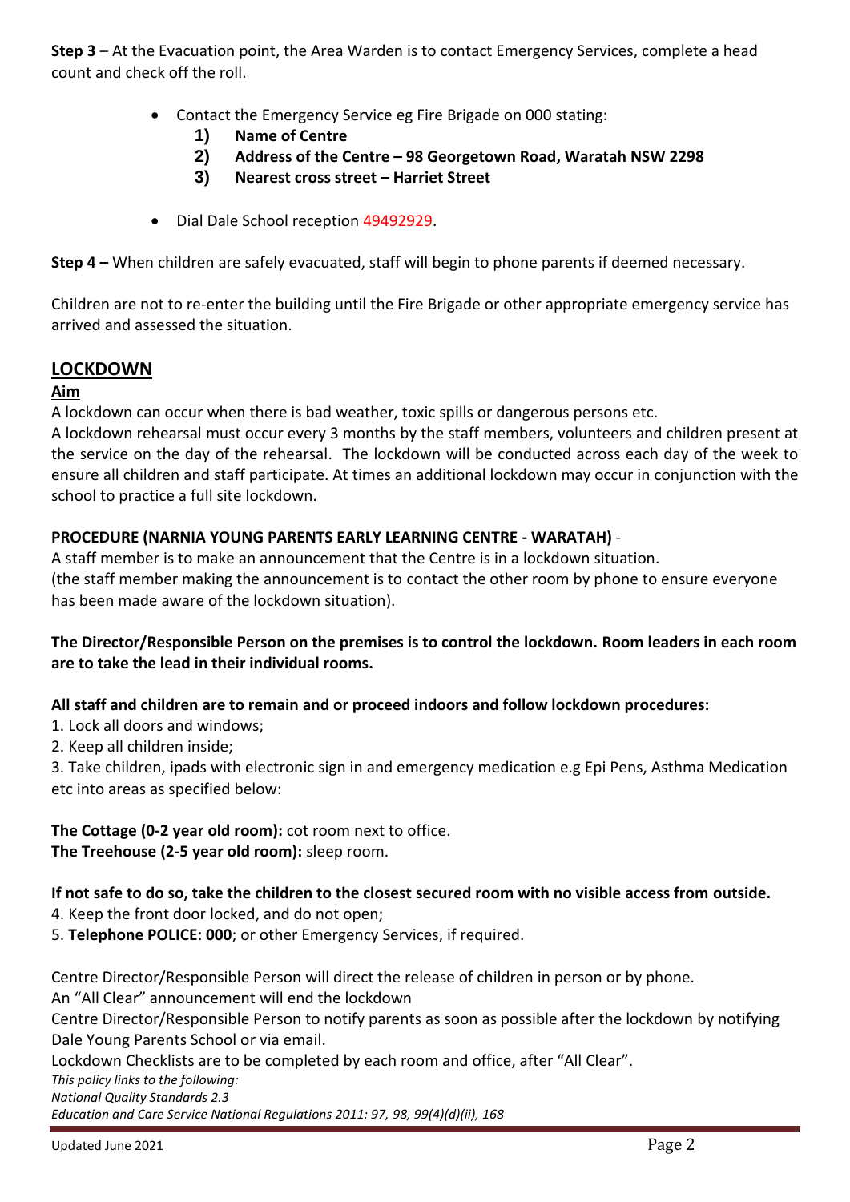**Step 3** – At the Evacuation point, the Area Warden is to contact Emergency Services, complete a head count and check off the roll.

- Contact the Emergency Service eg Fire Brigade on 000 stating:
  1) **Name of Centre**
  2) **Address of the Centre – 98 Georgetown Road, Waratah NSW 2298**
  3) **Nearest cross street – Harriet Street**
- Dial Dale School reception 49492929.

**Step 4 –** When children are safely evacuated, staff will begin to phone parents if deemed necessary.

Children are not to re-enter the building until the Fire Brigade or other appropriate emergency service has arrived and assessed the situation.

## LOCKDOWN

**Aim**

A lockdown can occur when there is bad weather, toxic spills or dangerous persons etc.

A lockdown rehearsal must occur every 3 months by the staff members, volunteers and children present at the service on the day of the rehearsal. The lockdown will be conducted across each day of the week to ensure all children and staff participate. At times an additional lockdown may occur in conjunction with the school to practice a full site lockdown.

**PROCEDURE (NARNIA YOUNG PARENTS EARLY LEARNING CENTRE - WARATAH)** -

A staff member is to make an announcement that the Centre is in a lockdown situation.
(the staff member making the announcement is to contact the other room by phone to ensure everyone has been made aware of the lockdown situation).

**The Director/Responsible Person on the premises is to control the lockdown. Room leaders in each room are to take the lead in their individual rooms.**

**All staff and children are to remain and or proceed indoors and follow lockdown procedures:**

1. Lock all doors and windows;
2. Keep all children inside;
3. Take children, ipads with electronic sign in and emergency medication e.g Epi Pens, Asthma Medication etc into areas as specified below:

**The Cottage (0-2 year old room):** cot room next to office.
**The Treehouse (2-5 year old room):** sleep room.

**If not safe to do so, take the children to the closest secured room with no visible access from outside.**

4. Keep the front door locked, and do not open;
5. **Telephone POLICE: 000**; or other Emergency Services, if required.

Centre Director/Responsible Person will direct the release of children in person or by phone.
An "All Clear" announcement will end the lockdown
Centre Director/Responsible Person to notify parents as soon as possible after the lockdown by notifying Dale Young Parents School or via email.
Lockdown Checklists are to be completed by each room and office, after "All Clear".

*This policy links to the following:*
*National Quality Standards 2.3*
*Education and Care Service National Regulations 2011: 97, 98, 99(4)(d)(ii), 168*

Updated June 2021